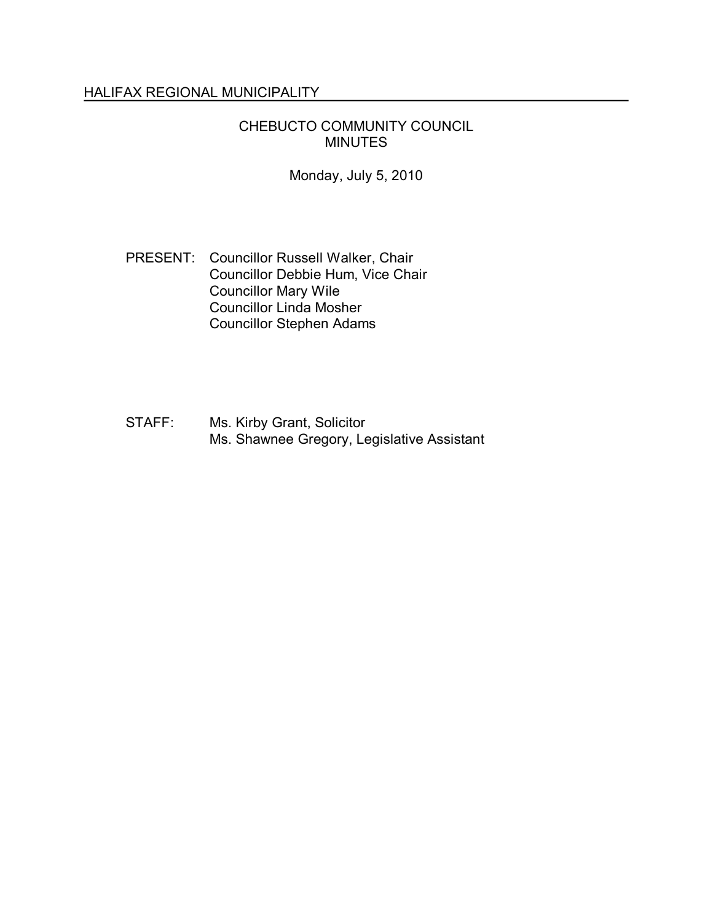HALIFAX REGIONAL MUNICIPALITY

# CHEBUCTO COMMUNITY COUNCIL
# MINUTES

Monday, July 5, 2010

PRESENT: Councillor Russell Walker, Chair
Councillor Debbie Hum, Vice Chair
Councillor Mary Wile
Councillor Linda Mosher
Councillor Stephen Adams

STAFF: Ms. Kirby Grant, Solicitor
Ms. Shawnee Gregory, Legislative Assistant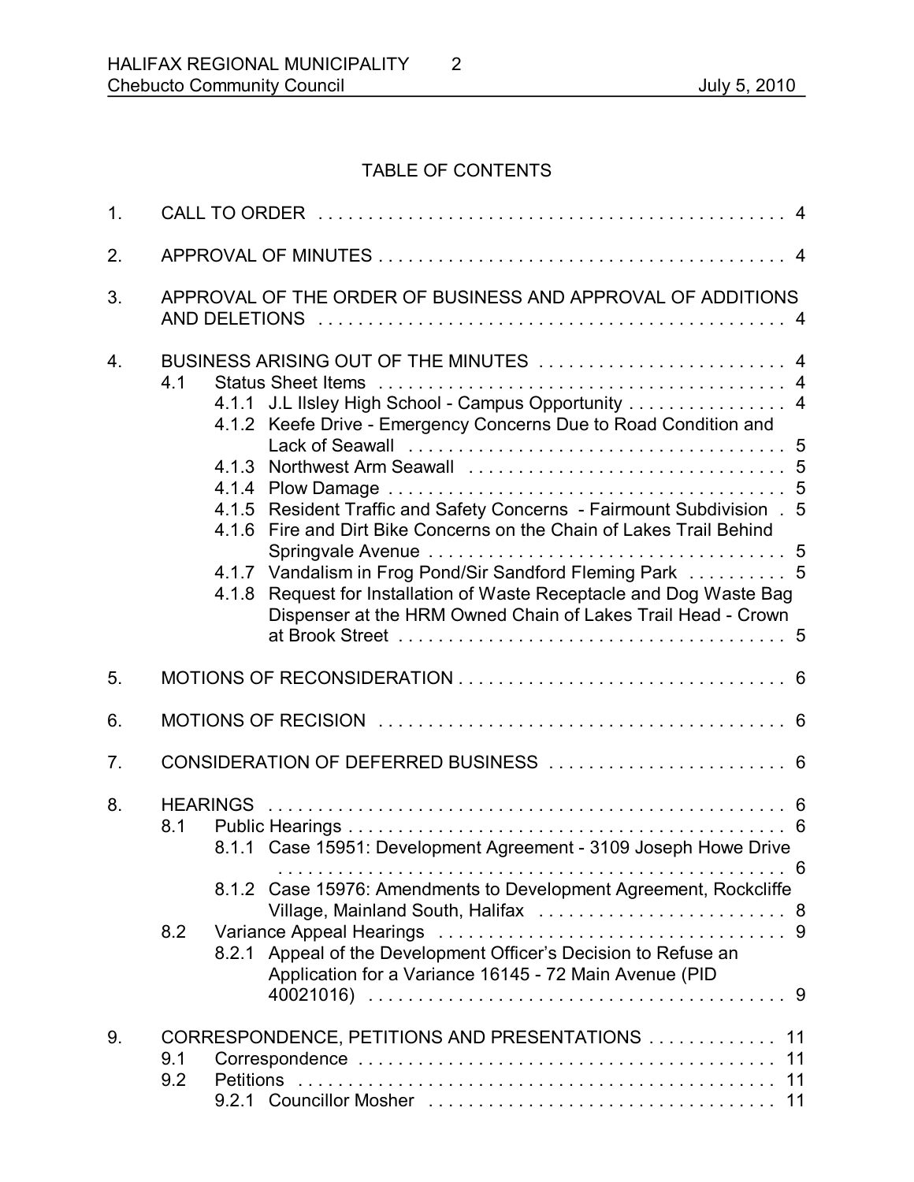# TABLE OF CONTENTS

1. CALL TO ORDER . . . . . . . . . . . . . . . . . . . . . . . . . . . . . . . . . . . . . . . . . . . . . . 4
2. APPROVAL OF MINUTES . . . . . . . . . . . . . . . . . . . . . . . . . . . . . . . . . . . . . . . . . 4
3. APPROVAL OF THE ORDER OF BUSINESS AND APPROVAL OF ADDITIONS AND DELETIONS . . . . . . . . . . . . . . . . . . . . . . . . . . . . . . . . . . . . . . . . . . . . . . . 4
4. BUSINESS ARISING OUT OF THE MINUTES . . . . . . . . . . . . . . . . . . . . . . . . . 4
   - 4.1 Status Sheet Items . . . . . . . . . . . . . . . . . . . . . . . . . . . . . . . . . . . . . . . . 4
     - 4.1.1 J.L Ilsley High School - Campus Opportunity . . . . . . . . . . . . . . . . 4
     - 4.1.2 Keefe Drive - Emergency Concerns Due to Road Condition and Lack of Seawall . . . . . . . . . . . . . . . . . . . . . . . . . . . . . . . . . . . . 5
     - 4.1.3 Northwest Arm Seawall . . . . . . . . . . . . . . . . . . . . . . . . . . . . . . . 5
     - 4.1.4 Plow Damage . . . . . . . . . . . . . . . . . . . . . . . . . . . . . . . . . . . . . . . 5
     - 4.1.5 Resident Traffic and Safety Concerns - Fairmount Subdivision . 5
     - 4.1.6 Fire and Dirt Bike Concerns on the Chain of Lakes Trail Behind Springvale Avenue . . . . . . . . . . . . . . . . . . . . . . . . . . . . . . . . . . . 5
     - 4.1.7 Vandalism in Frog Pond/Sir Sandford Fleming Park . . . . . . . . . . 5
     - 4.1.8 Request for Installation of Waste Receptacle and Dog Waste Bag Dispenser at the HRM Owned Chain of Lakes Trail Head - Crown at Brook Street . . . . . . . . . . . . . . . . . . . . . . . . . . . . . . . . . . . . . . 5
5. MOTIONS OF RECONSIDERATION . . . . . . . . . . . . . . . . . . . . . . . . . . . . . . . . 6
6. MOTIONS OF RECISION . . . . . . . . . . . . . . . . . . . . . . . . . . . . . . . . . . . . . . . . 6
7. CONSIDERATION OF DEFERRED BUSINESS . . . . . . . . . . . . . . . . . . . . . . . 6
8. HEARINGS . . . . . . . . . . . . . . . . . . . . . . . . . . . . . . . . . . . . . . . . . . . . . . . . . . . 6
   - 8.1 Public Hearings . . . . . . . . . . . . . . . . . . . . . . . . . . . . . . . . . . . . . . . . . . . 6
     - 8.1.1 Case 15951: Development Agreement - 3109 Joseph Howe Drive . . . . . . . . . . . . . . . . . . . . . . . . . . . . . . . . . . . . . . . . . . . . . . . . . . . 6
     - 8.1.2 Case 15976: Amendments to Development Agreement, Rockcliffe Village, Mainland South, Halifax . . . . . . . . . . . . . . . . . . . . . . . . . 8
   - 8.2 Variance Appeal Hearings . . . . . . . . . . . . . . . . . . . . . . . . . . . . . . . . . . . 9
     - 8.2.1 Appeal of the Development Officer's Decision to Refuse an Application for a Variance 16145 - 72 Main Avenue (PID 40021016) . . . . . . . . . . . . . . . . . . . . . . . . . . . . . . . . . . . . . . . . . 9
9. CORRESPONDENCE, PETITIONS AND PRESENTATIONS . . . . . . . . . . . . . 11
   - 9.1 Correspondence . . . . . . . . . . . . . . . . . . . . . . . . . . . . . . . . . . . . . . . . . . 11
   - 9.2 Petitions . . . . . . . . . . . . . . . . . . . . . . . . . . . . . . . . . . . . . . . . . . . . . . . . 11
     - 9.2.1 Councillor Mosher . . . . . . . . . . . . . . . . . . . . . . . . . . . . . . . . . . . 11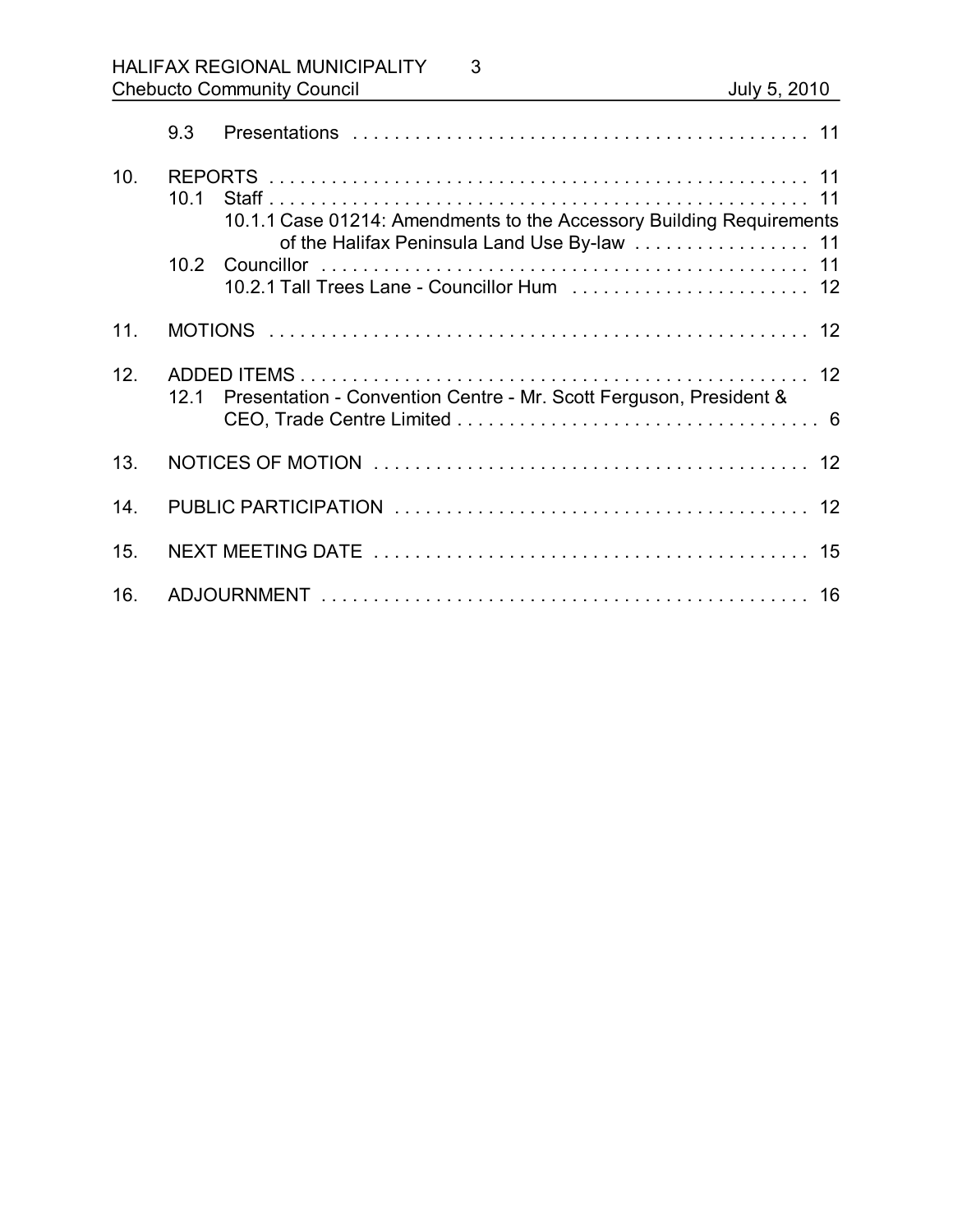9.3 Presentations . . . . . . . . . . . . . . . . . . . . . . . . . . . . . . . . . . . . . . . . . . . . . 11

10. REPORTS . . . . . . . . . . . . . . . . . . . . . . . . . . . . . . . . . . . . . . . . . . . . . . . . . . . . 11
    10.1 Staff . . . . . . . . . . . . . . . . . . . . . . . . . . . . . . . . . . . . . . . . . . . . . . . . . . . . 11
        10.1.1 Case 01214: Amendments to the Accessory Building Requirements of the Halifax Peninsula Land Use By-law . . . . . . . . . . . . . . . . . 11
    10.2 Councillor . . . . . . . . . . . . . . . . . . . . . . . . . . . . . . . . . . . . . . . . . . . . . . . 11
        10.2.1 Tall Trees Lane - Councillor Hum . . . . . . . . . . . . . . . . . . . . . . . 12

11. MOTIONS . . . . . . . . . . . . . . . . . . . . . . . . . . . . . . . . . . . . . . . . . . . . . . . . . . . 12

12. ADDED ITEMS . . . . . . . . . . . . . . . . . . . . . . . . . . . . . . . . . . . . . . . . . . . . . . . . 12
    12.1 Presentation - Convention Centre - Mr. Scott Ferguson, President & CEO, Trade Centre Limited . . . . . . . . . . . . . . . . . . . . . . . . . . . . . . . . . . . 6

13. NOTICES OF MOTION . . . . . . . . . . . . . . . . . . . . . . . . . . . . . . . . . . . . . . . . . . 12

14. PUBLIC PARTICIPATION . . . . . . . . . . . . . . . . . . . . . . . . . . . . . . . . . . . . . . . . 12

15. NEXT MEETING DATE . . . . . . . . . . . . . . . . . . . . . . . . . . . . . . . . . . . . . . . . . . 15

16. ADJOURNMENT . . . . . . . . . . . . . . . . . . . . . . . . . . . . . . . . . . . . . . . . . . . . . . . 16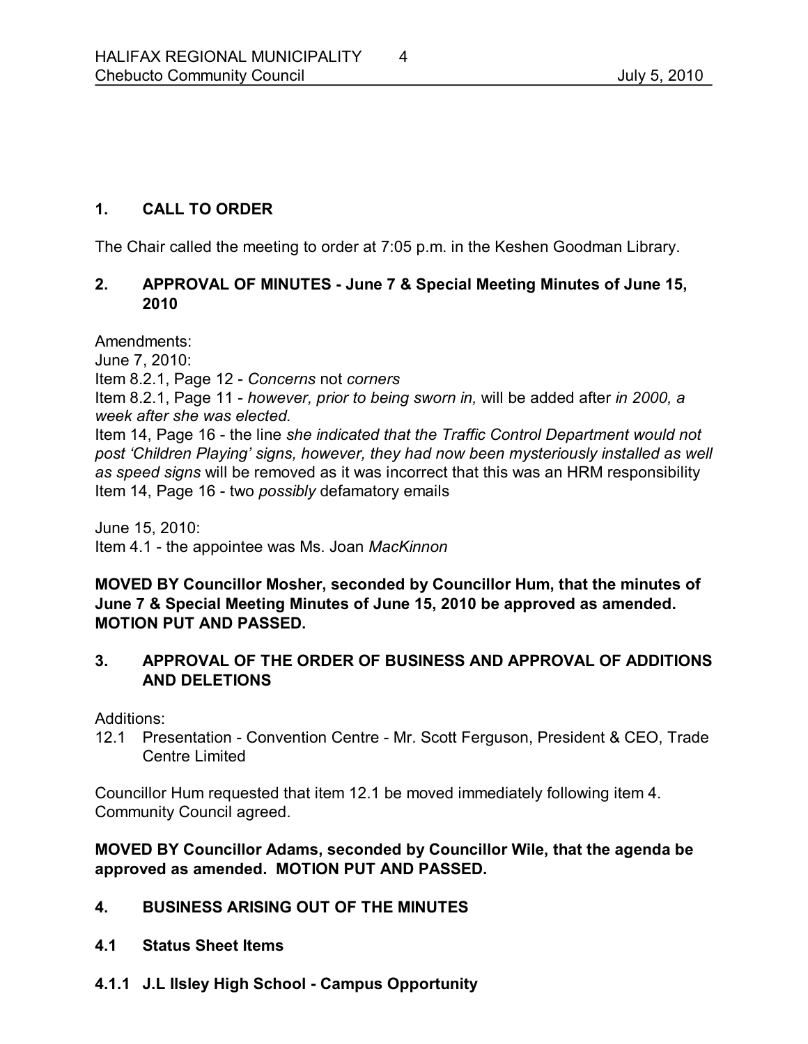## 1. CALL TO ORDER

The Chair called the meeting to order at 7:05 p.m. in the Keshen Goodman Library.

## 2. APPROVAL OF MINUTES - June 7 & Special Meeting Minutes of June 15, 2010

Amendments:
June 7, 2010:
Item 8.2.1, Page 12 - *Concerns* not *corners*
Item 8.2.1, Page 11 - *however, prior to being sworn in,* will be added after *in 2000, a week after she was elected.*
Item 14, Page 16 - the line *she indicated that the Traffic Control Department would not post 'Children Playing' signs, however, they had now been mysteriously installed as well as speed signs* will be removed as it was incorrect that this was an HRM responsibility
Item 14, Page 16 - two *possibly* defamatory emails

June 15, 2010:
Item 4.1 - the appointee was Ms. Joan *MacKinnon*

**MOVED BY Councillor Mosher, seconded by Councillor Hum, that the minutes of June 7 & Special Meeting Minutes of June 15, 2010 be approved as amended. MOTION PUT AND PASSED.**

## 3. APPROVAL OF THE ORDER OF BUSINESS AND APPROVAL OF ADDITIONS AND DELETIONS

Additions:

12.1 Presentation - Convention Centre - Mr. Scott Ferguson, President & CEO, Trade Centre Limited

Councillor Hum requested that item 12.1 be moved immediately following item 4. Community Council agreed.

**MOVED BY Councillor Adams, seconded by Councillor Wile, that the agenda be approved as amended. MOTION PUT AND PASSED.**

## 4. BUSINESS ARISING OUT OF THE MINUTES

### 4.1 Status Sheet Items

### 4.1.1 J.L Ilsley High School - Campus Opportunity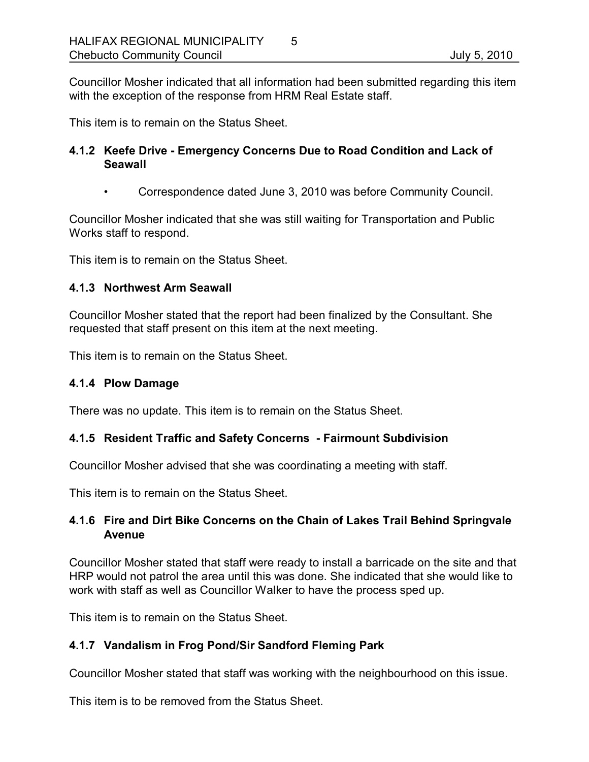Councillor Mosher indicated that all information had been submitted regarding this item with the exception of the response from HRM Real Estate staff.

This item is to remain on the Status Sheet.

### 4.1.2 Keefe Drive - Emergency Concerns Due to Road Condition and Lack of Seawall

- Correspondence dated June 3, 2010 was before Community Council.

Councillor Mosher indicated that she was still waiting for Transportation and Public Works staff to respond.

This item is to remain on the Status Sheet.

### 4.1.3 Northwest Arm Seawall

Councillor Mosher stated that the report had been finalized by the Consultant. She requested that staff present on this item at the next meeting.

This item is to remain on the Status Sheet.

### 4.1.4 Plow Damage

There was no update. This item is to remain on the Status Sheet.

### 4.1.5 Resident Traffic and Safety Concerns - Fairmount Subdivision

Councillor Mosher advised that she was coordinating a meeting with staff.

This item is to remain on the Status Sheet.

### 4.1.6 Fire and Dirt Bike Concerns on the Chain of Lakes Trail Behind Springvale Avenue

Councillor Mosher stated that staff were ready to install a barricade on the site and that HRP would not patrol the area until this was done. She indicated that she would like to work with staff as well as Councillor Walker to have the process sped up.

This item is to remain on the Status Sheet.

### 4.1.7 Vandalism in Frog Pond/Sir Sandford Fleming Park

Councillor Mosher stated that staff was working with the neighbourhood on this issue.

This item is to be removed from the Status Sheet.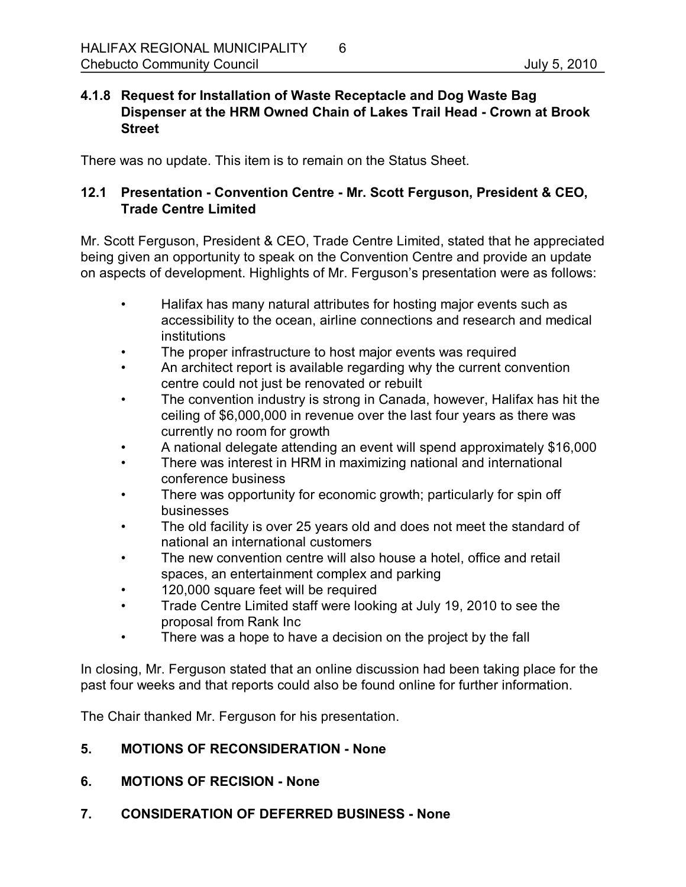### 4.1.8 Request for Installation of Waste Receptacle and Dog Waste Bag Dispenser at the HRM Owned Chain of Lakes Trail Head - Crown at Brook Street

There was no update. This item is to remain on the Status Sheet.

### 12.1 Presentation - Convention Centre - Mr. Scott Ferguson, President & CEO, Trade Centre Limited

Mr. Scott Ferguson, President & CEO, Trade Centre Limited, stated that he appreciated being given an opportunity to speak on the Convention Centre and provide an update on aspects of development. Highlights of Mr. Ferguson's presentation were as follows:

- Halifax has many natural attributes for hosting major events such as accessibility to the ocean, airline connections and research and medical institutions
- The proper infrastructure to host major events was required
- An architect report is available regarding why the current convention centre could not just be renovated or rebuilt
- The convention industry is strong in Canada, however, Halifax has hit the ceiling of $6,000,000 in revenue over the last four years as there was currently no room for growth
- A national delegate attending an event will spend approximately $16,000
- There was interest in HRM in maximizing national and international conference business
- There was opportunity for economic growth; particularly for spin off businesses
- The old facility is over 25 years old and does not meet the standard of national an international customers
- The new convention centre will also house a hotel, office and retail spaces, an entertainment complex and parking
- 120,000 square feet will be required
- Trade Centre Limited staff were looking at July 19, 2010 to see the proposal from Rank Inc
- There was a hope to have a decision on the project by the fall

In closing, Mr. Ferguson stated that an online discussion had been taking place for the past four weeks and that reports could also be found online for further information.

The Chair thanked Mr. Ferguson for his presentation.

## 5. MOTIONS OF RECONSIDERATION - None

## 6. MOTIONS OF RECISION - None

## 7. CONSIDERATION OF DEFERRED BUSINESS - None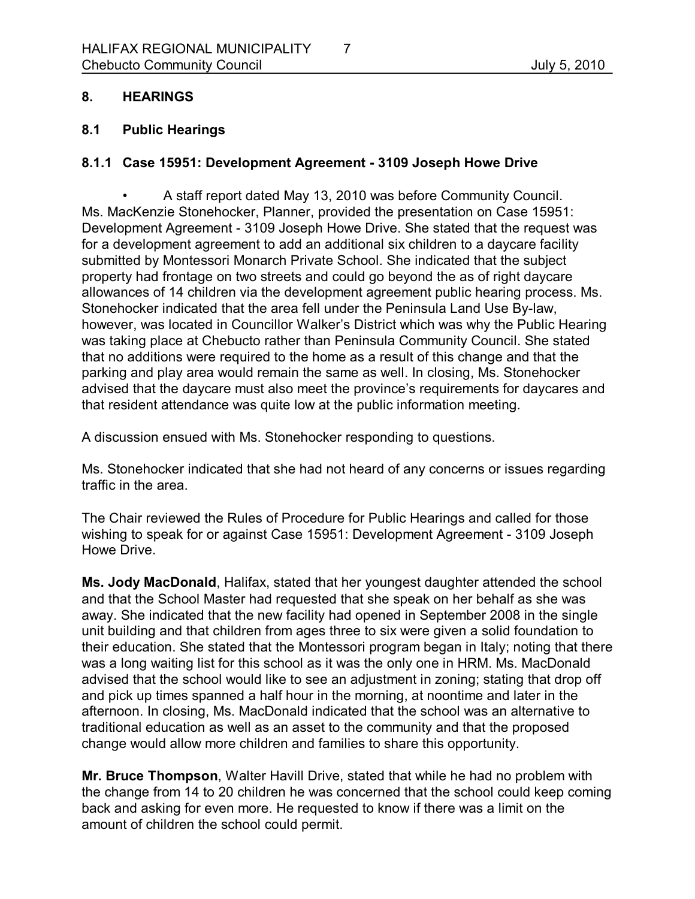## 8. HEARINGS

### 8.1 Public Hearings

#### 8.1.1 Case 15951: Development Agreement - 3109 Joseph Howe Drive

- A staff report dated May 13, 2010 was before Community Council. Ms. MacKenzie Stonehocker, Planner, provided the presentation on Case 15951: Development Agreement - 3109 Joseph Howe Drive. She stated that the request was for a development agreement to add an additional six children to a daycare facility submitted by Montessori Monarch Private School. She indicated that the subject property had frontage on two streets and could go beyond the as of right daycare allowances of 14 children via the development agreement public hearing process. Ms. Stonehocker indicated that the area fell under the Peninsula Land Use By-law, however, was located in Councillor Walker's District which was why the Public Hearing was taking place at Chebucto rather than Peninsula Community Council. She stated that no additions were required to the home as a result of this change and that the parking and play area would remain the same as well. In closing, Ms. Stonehocker advised that the daycare must also meet the province's requirements for daycares and that resident attendance was quite low at the public information meeting.

A discussion ensued with Ms. Stonehocker responding to questions.

Ms. Stonehocker indicated that she had not heard of any concerns or issues regarding traffic in the area.

The Chair reviewed the Rules of Procedure for Public Hearings and called for those wishing to speak for or against Case 15951: Development Agreement - 3109 Joseph Howe Drive.

**Ms. Jody MacDonald**, Halifax, stated that her youngest daughter attended the school and that the School Master had requested that she speak on her behalf as she was away. She indicated that the new facility had opened in September 2008 in the single unit building and that children from ages three to six were given a solid foundation to their education. She stated that the Montessori program began in Italy; noting that there was a long waiting list for this school as it was the only one in HRM. Ms. MacDonald advised that the school would like to see an adjustment in zoning; stating that drop off and pick up times spanned a half hour in the morning, at noontime and later in the afternoon. In closing, Ms. MacDonald indicated that the school was an alternative to traditional education as well as an asset to the community and that the proposed change would allow more children and families to share this opportunity.

**Mr. Bruce Thompson**, Walter Havill Drive, stated that while he had no problem with the change from 14 to 20 children he was concerned that the school could keep coming back and asking for even more. He requested to know if there was a limit on the amount of children the school could permit.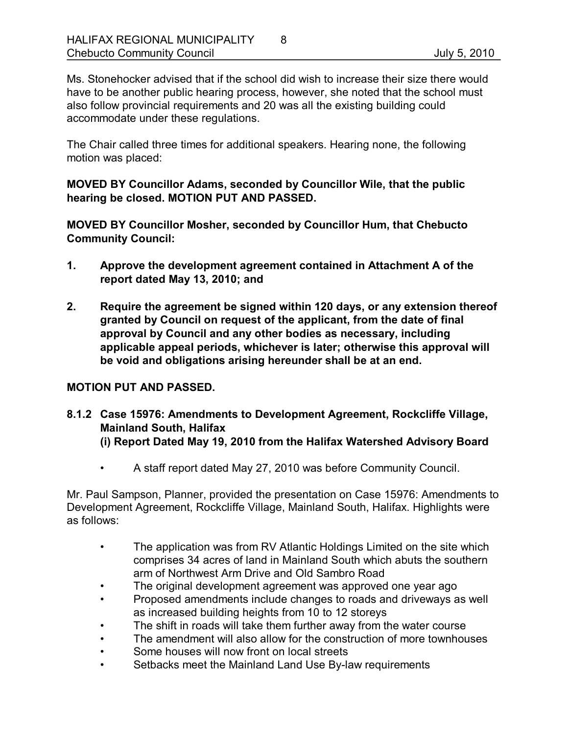Ms. Stonehocker advised that if the school did wish to increase their size there would have to be another public hearing process, however, she noted that the school must also follow provincial requirements and 20 was all the existing building could accommodate under these regulations.

The Chair called three times for additional speakers. Hearing none, the following motion was placed:

**MOVED BY Councillor Adams, seconded by Councillor Wile, that the public hearing be closed. MOTION PUT AND PASSED.**

**MOVED BY Councillor Mosher, seconded by Councillor Hum, that Chebucto Community Council:**

1. **Approve the development agreement contained in Attachment A of the report dated May 13, 2010; and**

2. **Require the agreement be signed within 120 days, or any extension thereof granted by Council on request of the applicant, from the date of final approval by Council and any other bodies as necessary, including applicable appeal periods, whichever is later; otherwise this approval will be void and obligations arising hereunder shall be at an end.**

**MOTION PUT AND PASSED.**

### 8.1.2 Case 15976: Amendments to Development Agreement, Rockcliffe Village, Mainland South, Halifax
**(i) Report Dated May 19, 2010 from the Halifax Watershed Advisory Board**

- A staff report dated May 27, 2010 was before Community Council.

Mr. Paul Sampson, Planner, provided the presentation on Case 15976: Amendments to Development Agreement, Rockcliffe Village, Mainland South, Halifax. Highlights were as follows:

- The application was from RV Atlantic Holdings Limited on the site which comprises 34 acres of land in Mainland South which abuts the southern arm of Northwest Arm Drive and Old Sambro Road
- The original development agreement was approved one year ago
- Proposed amendments include changes to roads and driveways as well as increased building heights from 10 to 12 storeys
- The shift in roads will take them further away from the water course
- The amendment will also allow for the construction of more townhouses
- Some houses will now front on local streets
- Setbacks meet the Mainland Land Use By-law requirements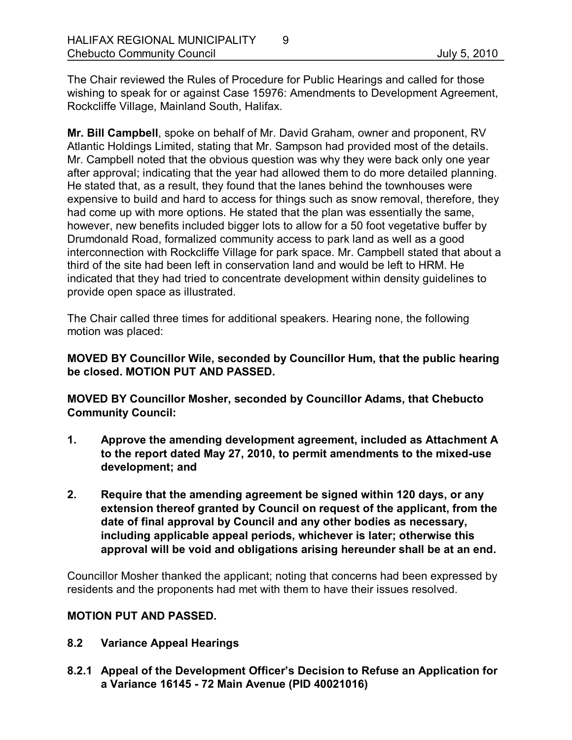The Chair reviewed the Rules of Procedure for Public Hearings and called for those wishing to speak for or against Case 15976: Amendments to Development Agreement, Rockcliffe Village, Mainland South, Halifax.

**Mr. Bill Campbell**, spoke on behalf of Mr. David Graham, owner and proponent, RV Atlantic Holdings Limited, stating that Mr. Sampson had provided most of the details. Mr. Campbell noted that the obvious question was why they were back only one year after approval; indicating that the year had allowed them to do more detailed planning. He stated that, as a result, they found that the lanes behind the townhouses were expensive to build and hard to access for things such as snow removal, therefore, they had come up with more options. He stated that the plan was essentially the same, however, new benefits included bigger lots to allow for a 50 foot vegetative buffer by Drumdonald Road, formalized community access to park land as well as a good interconnection with Rockcliffe Village for park space. Mr. Campbell stated that about a third of the site had been left in conservation land and would be left to HRM. He indicated that they had tried to concentrate development within density guidelines to provide open space as illustrated.

The Chair called three times for additional speakers. Hearing none, the following motion was placed:

**MOVED BY Councillor Wile, seconded by Councillor Hum, that the public hearing be closed. MOTION PUT AND PASSED.**

**MOVED BY Councillor Mosher, seconded by Councillor Adams, that Chebucto Community Council:**

1. **Approve the amending development agreement, included as Attachment A to the report dated May 27, 2010, to permit amendments to the mixed-use development; and**

2. **Require that the amending agreement be signed within 120 days, or any extension thereof granted by Council on request of the applicant, from the date of final approval by Council and any other bodies as necessary, including applicable appeal periods, whichever is later; otherwise this approval will be void and obligations arising hereunder shall be at an end.**

Councillor Mosher thanked the applicant; noting that concerns had been expressed by residents and the proponents had met with them to have their issues resolved.

**MOTION PUT AND PASSED.**

## 8.2 Variance Appeal Hearings

### 8.2.1 Appeal of the Development Officer's Decision to Refuse an Application for a Variance 16145 - 72 Main Avenue (PID 40021016)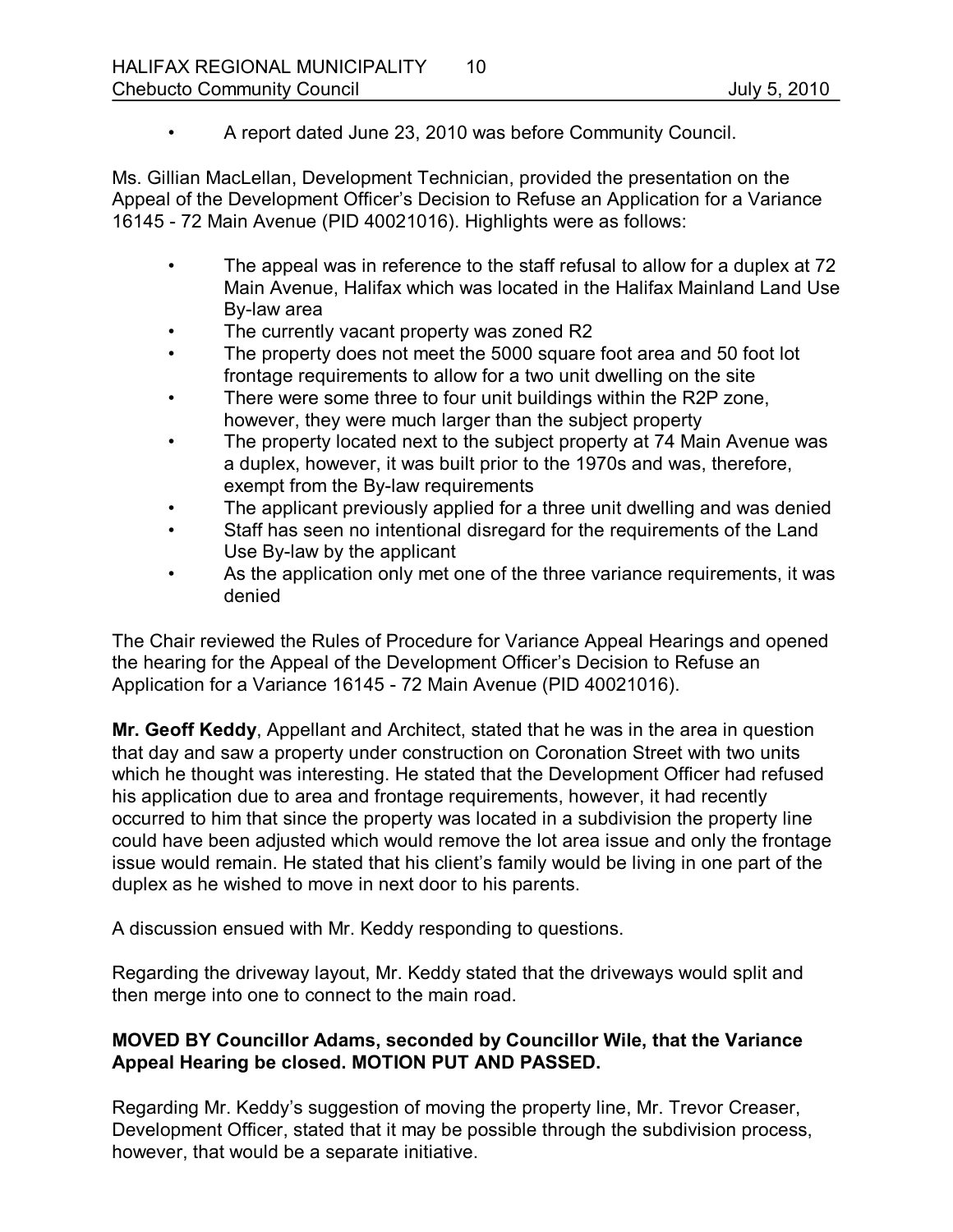- A report dated June 23, 2010 was before Community Council.

Ms. Gillian MacLellan, Development Technician, provided the presentation on the Appeal of the Development Officer's Decision to Refuse an Application for a Variance 16145 - 72 Main Avenue (PID 40021016). Highlights were as follows:

- The appeal was in reference to the staff refusal to allow for a duplex at 72 Main Avenue, Halifax which was located in the Halifax Mainland Land Use By-law area
- The currently vacant property was zoned R2
- The property does not meet the 5000 square foot area and 50 foot lot frontage requirements to allow for a two unit dwelling on the site
- There were some three to four unit buildings within the R2P zone, however, they were much larger than the subject property
- The property located next to the subject property at 74 Main Avenue was a duplex, however, it was built prior to the 1970s and was, therefore, exempt from the By-law requirements
- The applicant previously applied for a three unit dwelling and was denied
- Staff has seen no intentional disregard for the requirements of the Land Use By-law by the applicant
- As the application only met one of the three variance requirements, it was denied

The Chair reviewed the Rules of Procedure for Variance Appeal Hearings and opened the hearing for the Appeal of the Development Officer's Decision to Refuse an Application for a Variance 16145 - 72 Main Avenue (PID 40021016).

**Mr. Geoff Keddy**, Appellant and Architect, stated that he was in the area in question that day and saw a property under construction on Coronation Street with two units which he thought was interesting. He stated that the Development Officer had refused his application due to area and frontage requirements, however, it had recently occurred to him that since the property was located in a subdivision the property line could have been adjusted which would remove the lot area issue and only the frontage issue would remain. He stated that his client's family would be living in one part of the duplex as he wished to move in next door to his parents.

A discussion ensued with Mr. Keddy responding to questions.

Regarding the driveway layout, Mr. Keddy stated that the driveways would split and then merge into one to connect to the main road.

**MOVED BY Councillor Adams, seconded by Councillor Wile, that the Variance Appeal Hearing be closed. MOTION PUT AND PASSED.**

Regarding Mr. Keddy's suggestion of moving the property line, Mr. Trevor Creaser, Development Officer, stated that it may be possible through the subdivision process, however, that would be a separate initiative.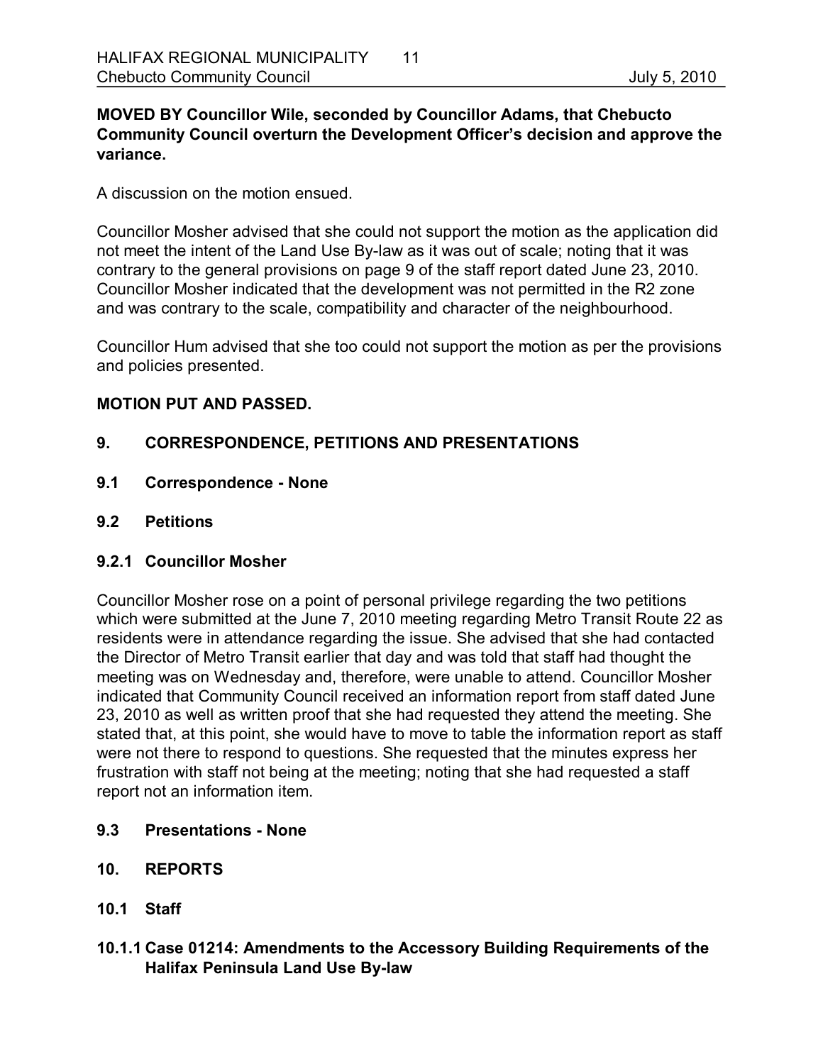**MOVED BY Councillor Wile, seconded by Councillor Adams, that Chebucto Community Council overturn the Development Officer's decision and approve the variance.**

A discussion on the motion ensued.

Councillor Mosher advised that she could not support the motion as the application did not meet the intent of the Land Use By-law as it was out of scale; noting that it was contrary to the general provisions on page 9 of the staff report dated June 23, 2010. Councillor Mosher indicated that the development was not permitted in the R2 zone and was contrary to the scale, compatibility and character of the neighbourhood.

Councillor Hum advised that she too could not support the motion as per the provisions and policies presented.

**MOTION PUT AND PASSED.**

## 9. CORRESPONDENCE, PETITIONS AND PRESENTATIONS

### 9.1 Correspondence - None

### 9.2 Petitions

#### 9.2.1 Councillor Mosher

Councillor Mosher rose on a point of personal privilege regarding the two petitions which were submitted at the June 7, 2010 meeting regarding Metro Transit Route 22 as residents were in attendance regarding the issue. She advised that she had contacted the Director of Metro Transit earlier that day and was told that staff had thought the meeting was on Wednesday and, therefore, were unable to attend. Councillor Mosher indicated that Community Council received an information report from staff dated June 23, 2010 as well as written proof that she had requested they attend the meeting. She stated that, at this point, she would have to move to table the information report as staff were not there to respond to questions. She requested that the minutes express her frustration with staff not being at the meeting; noting that she had requested a staff report not an information item.

### 9.3 Presentations - None

## 10. REPORTS

### 10.1 Staff

#### 10.1.1 Case 01214: Amendments to the Accessory Building Requirements of the Halifax Peninsula Land Use By-law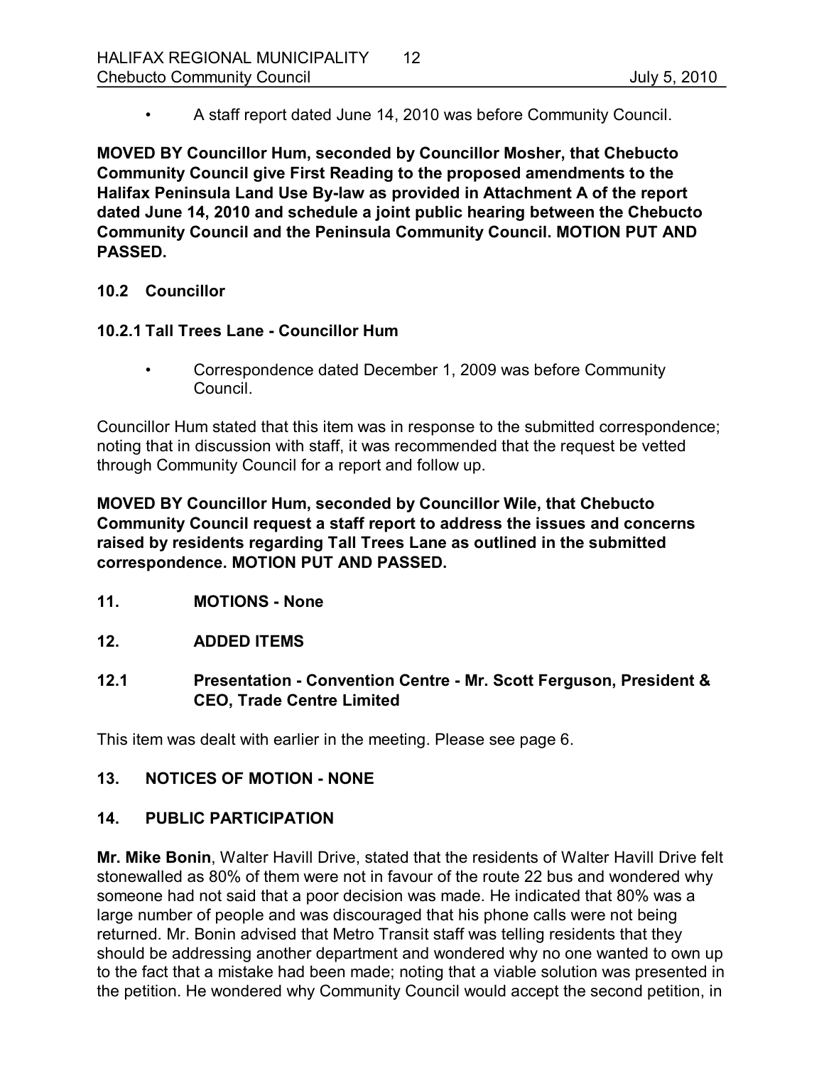- A staff report dated June 14, 2010 was before Community Council.

**MOVED BY Councillor Hum, seconded by Councillor Mosher, that Chebucto Community Council give First Reading to the proposed amendments to the Halifax Peninsula Land Use By-law as provided in Attachment A of the report dated June 14, 2010 and schedule a joint public hearing between the Chebucto Community Council and the Peninsula Community Council. MOTION PUT AND PASSED.**

### 10.2 Councillor

### 10.2.1 Tall Trees Lane - Councillor Hum

- Correspondence dated December 1, 2009 was before Community Council.

Councillor Hum stated that this item was in response to the submitted correspondence; noting that in discussion with staff, it was recommended that the request be vetted through Community Council for a report and follow up.

**MOVED BY Councillor Hum, seconded by Councillor Wile, that Chebucto Community Council request a staff report to address the issues and concerns raised by residents regarding Tall Trees Lane as outlined in the submitted correspondence. MOTION PUT AND PASSED.**

## 11. MOTIONS - None

## 12. ADDED ITEMS

### 12.1 Presentation - Convention Centre - Mr. Scott Ferguson, President & CEO, Trade Centre Limited

This item was dealt with earlier in the meeting. Please see page 6.

## 13. NOTICES OF MOTION - NONE

## 14. PUBLIC PARTICIPATION

**Mr. Mike Bonin**, Walter Havill Drive, stated that the residents of Walter Havill Drive felt stonewalled as 80% of them were not in favour of the route 22 bus and wondered why someone had not said that a poor decision was made. He indicated that 80% was a large number of people and was discouraged that his phone calls were not being returned. Mr. Bonin advised that Metro Transit staff was telling residents that they should be addressing another department and wondered why no one wanted to own up to the fact that a mistake had been made; noting that a viable solution was presented in the petition. He wondered why Community Council would accept the second petition, in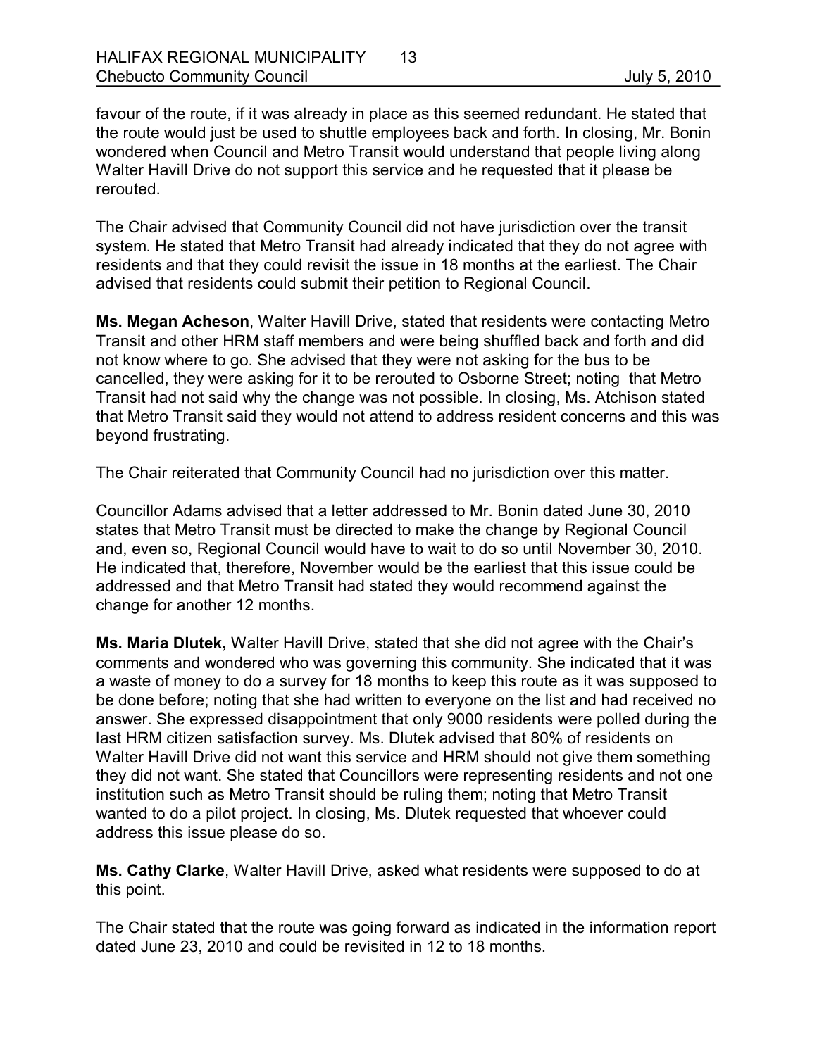favour of the route, if it was already in place as this seemed redundant. He stated that the route would just be used to shuttle employees back and forth. In closing, Mr. Bonin wondered when Council and Metro Transit would understand that people living along Walter Havill Drive do not support this service and he requested that it please be rerouted.

The Chair advised that Community Council did not have jurisdiction over the transit system. He stated that Metro Transit had already indicated that they do not agree with residents and that they could revisit the issue in 18 months at the earliest. The Chair advised that residents could submit their petition to Regional Council.

**Ms. Megan Acheson**, Walter Havill Drive, stated that residents were contacting Metro Transit and other HRM staff members and were being shuffled back and forth and did not know where to go. She advised that they were not asking for the bus to be cancelled, they were asking for it to be rerouted to Osborne Street; noting that Metro Transit had not said why the change was not possible. In closing, Ms. Atchison stated that Metro Transit said they would not attend to address resident concerns and this was beyond frustrating.

The Chair reiterated that Community Council had no jurisdiction over this matter.

Councillor Adams advised that a letter addressed to Mr. Bonin dated June 30, 2010 states that Metro Transit must be directed to make the change by Regional Council and, even so, Regional Council would have to wait to do so until November 30, 2010. He indicated that, therefore, November would be the earliest that this issue could be addressed and that Metro Transit had stated they would recommend against the change for another 12 months.

**Ms. Maria Dlutek,** Walter Havill Drive, stated that she did not agree with the Chair's comments and wondered who was governing this community. She indicated that it was a waste of money to do a survey for 18 months to keep this route as it was supposed to be done before; noting that she had written to everyone on the list and had received no answer. She expressed disappointment that only 9000 residents were polled during the last HRM citizen satisfaction survey. Ms. Dlutek advised that 80% of residents on Walter Havill Drive did not want this service and HRM should not give them something they did not want. She stated that Councillors were representing residents and not one institution such as Metro Transit should be ruling them; noting that Metro Transit wanted to do a pilot project. In closing, Ms. Dlutek requested that whoever could address this issue please do so.

**Ms. Cathy Clarke**, Walter Havill Drive, asked what residents were supposed to do at this point.

The Chair stated that the route was going forward as indicated in the information report dated June 23, 2010 and could be revisited in 12 to 18 months.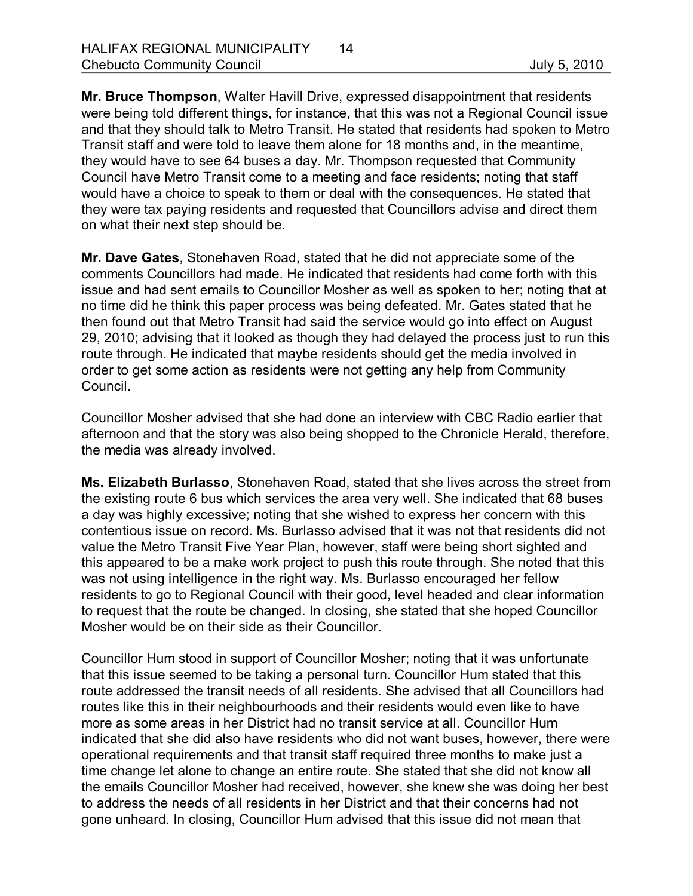**Mr. Bruce Thompson**, Walter Havill Drive, expressed disappointment that residents were being told different things, for instance, that this was not a Regional Council issue and that they should talk to Metro Transit. He stated that residents had spoken to Metro Transit staff and were told to leave them alone for 18 months and, in the meantime, they would have to see 64 buses a day. Mr. Thompson requested that Community Council have Metro Transit come to a meeting and face residents; noting that staff would have a choice to speak to them or deal with the consequences. He stated that they were tax paying residents and requested that Councillors advise and direct them on what their next step should be.

**Mr. Dave Gates**, Stonehaven Road, stated that he did not appreciate some of the comments Councillors had made. He indicated that residents had come forth with this issue and had sent emails to Councillor Mosher as well as spoken to her; noting that at no time did he think this paper process was being defeated. Mr. Gates stated that he then found out that Metro Transit had said the service would go into effect on August 29, 2010; advising that it looked as though they had delayed the process just to run this route through. He indicated that maybe residents should get the media involved in order to get some action as residents were not getting any help from Community Council.

Councillor Mosher advised that she had done an interview with CBC Radio earlier that afternoon and that the story was also being shopped to the Chronicle Herald, therefore, the media was already involved.

**Ms. Elizabeth Burlasso**, Stonehaven Road, stated that she lives across the street from the existing route 6 bus which services the area very well. She indicated that 68 buses a day was highly excessive; noting that she wished to express her concern with this contentious issue on record. Ms. Burlasso advised that it was not that residents did not value the Metro Transit Five Year Plan, however, staff were being short sighted and this appeared to be a make work project to push this route through. She noted that this was not using intelligence in the right way. Ms. Burlasso encouraged her fellow residents to go to Regional Council with their good, level headed and clear information to request that the route be changed. In closing, she stated that she hoped Councillor Mosher would be on their side as their Councillor.

Councillor Hum stood in support of Councillor Mosher; noting that it was unfortunate that this issue seemed to be taking a personal turn. Councillor Hum stated that this route addressed the transit needs of all residents. She advised that all Councillors had routes like this in their neighbourhoods and their residents would even like to have more as some areas in her District had no transit service at all. Councillor Hum indicated that she did also have residents who did not want buses, however, there were operational requirements and that transit staff required three months to make just a time change let alone to change an entire route. She stated that she did not know all the emails Councillor Mosher had received, however, she knew she was doing her best to address the needs of all residents in her District and that their concerns had not gone unheard. In closing, Councillor Hum advised that this issue did not mean that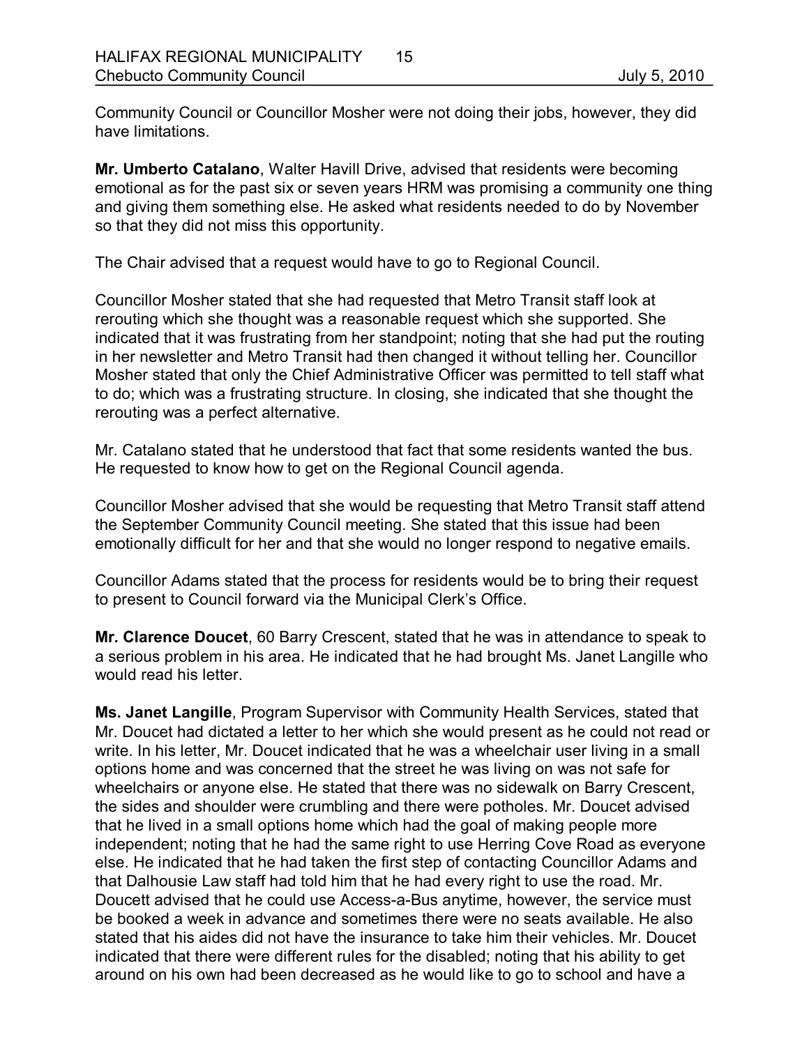Community Council or Councillor Mosher were not doing their jobs, however, they did have limitations.

**Mr. Umberto Catalano**, Walter Havill Drive, advised that residents were becoming emotional as for the past six or seven years HRM was promising a community one thing and giving them something else. He asked what residents needed to do by November so that they did not miss this opportunity.

The Chair advised that a request would have to go to Regional Council.

Councillor Mosher stated that she had requested that Metro Transit staff look at rerouting which she thought was a reasonable request which she supported. She indicated that it was frustrating from her standpoint; noting that she had put the routing in her newsletter and Metro Transit had then changed it without telling her. Councillor Mosher stated that only the Chief Administrative Officer was permitted to tell staff what to do; which was a frustrating structure. In closing, she indicated that she thought the rerouting was a perfect alternative.

Mr. Catalano stated that he understood that fact that some residents wanted the bus. He requested to know how to get on the Regional Council agenda.

Councillor Mosher advised that she would be requesting that Metro Transit staff attend the September Community Council meeting. She stated that this issue had been emotionally difficult for her and that she would no longer respond to negative emails.

Councillor Adams stated that the process for residents would be to bring their request to present to Council forward via the Municipal Clerk's Office.

**Mr. Clarence Doucet**, 60 Barry Crescent, stated that he was in attendance to speak to a serious problem in his area. He indicated that he had brought Ms. Janet Langille who would read his letter.

**Ms. Janet Langille**, Program Supervisor with Community Health Services, stated that Mr. Doucet had dictated a letter to her which she would present as he could not read or write. In his letter, Mr. Doucet indicated that he was a wheelchair user living in a small options home and was concerned that the street he was living on was not safe for wheelchairs or anyone else. He stated that there was no sidewalk on Barry Crescent, the sides and shoulder were crumbling and there were potholes. Mr. Doucet advised that he lived in a small options home which had the goal of making people more independent; noting that he had the same right to use Herring Cove Road as everyone else. He indicated that he had taken the first step of contacting Councillor Adams and that Dalhousie Law staff had told him that he had every right to use the road. Mr. Doucett advised that he could use Access-a-Bus anytime, however, the service must be booked a week in advance and sometimes there were no seats available. He also stated that his aides did not have the insurance to take him their vehicles. Mr. Doucet indicated that there were different rules for the disabled; noting that his ability to get around on his own had been decreased as he would like to go to school and have a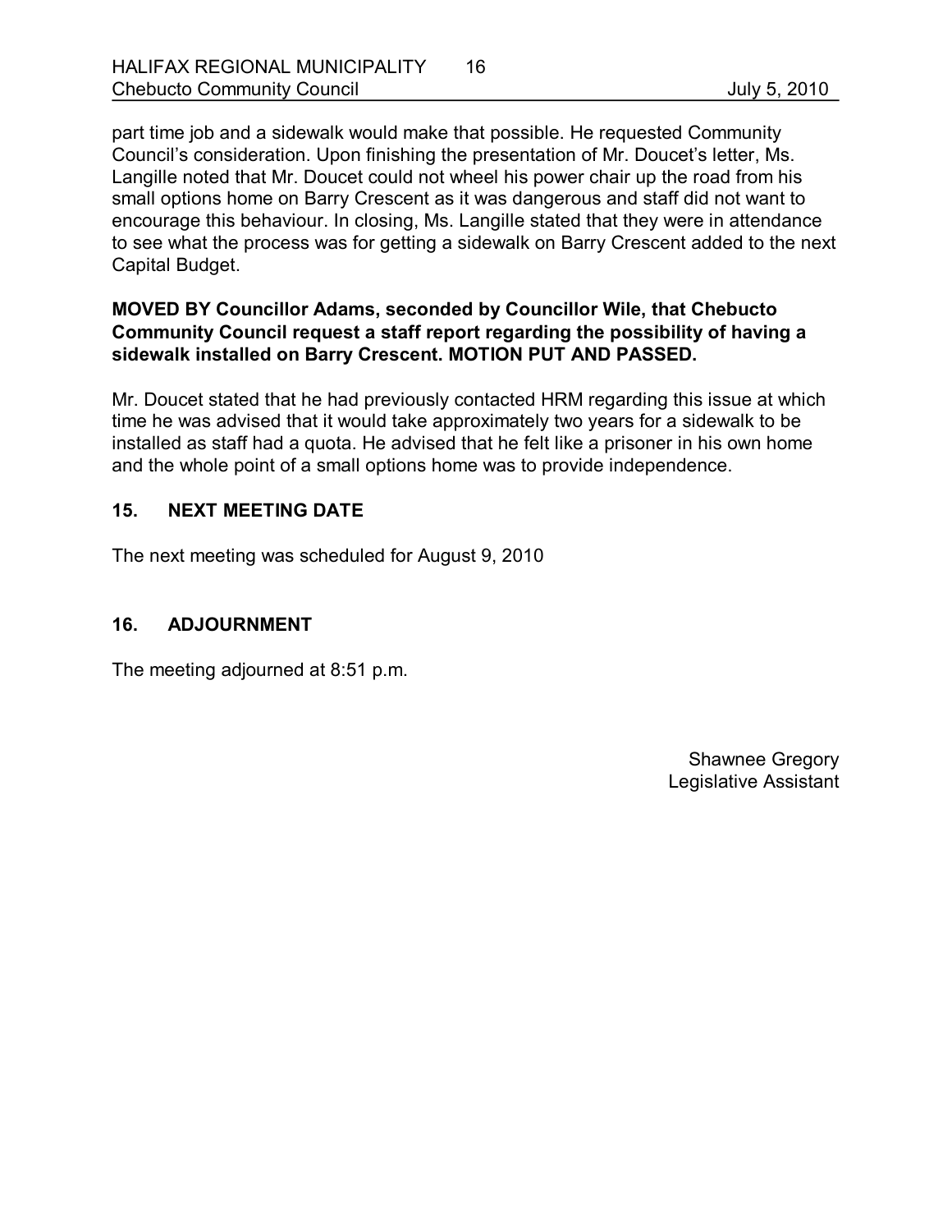part time job and a sidewalk would make that possible. He requested Community Council's consideration. Upon finishing the presentation of Mr. Doucet's letter, Ms. Langille noted that Mr. Doucet could not wheel his power chair up the road from his small options home on Barry Crescent as it was dangerous and staff did not want to encourage this behaviour. In closing, Ms. Langille stated that they were in attendance to see what the process was for getting a sidewalk on Barry Crescent added to the next Capital Budget.

**MOVED BY Councillor Adams, seconded by Councillor Wile, that Chebucto Community Council request a staff report regarding the possibility of having a sidewalk installed on Barry Crescent. MOTION PUT AND PASSED.**

Mr. Doucet stated that he had previously contacted HRM regarding this issue at which time he was advised that it would take approximately two years for a sidewalk to be installed as staff had a quota. He advised that he felt like a prisoner in his own home and the whole point of a small options home was to provide independence.

## 15. NEXT MEETING DATE

The next meeting was scheduled for August 9, 2010

## 16. ADJOURNMENT

The meeting adjourned at 8:51 p.m.

Shawnee Gregory
Legislative Assistant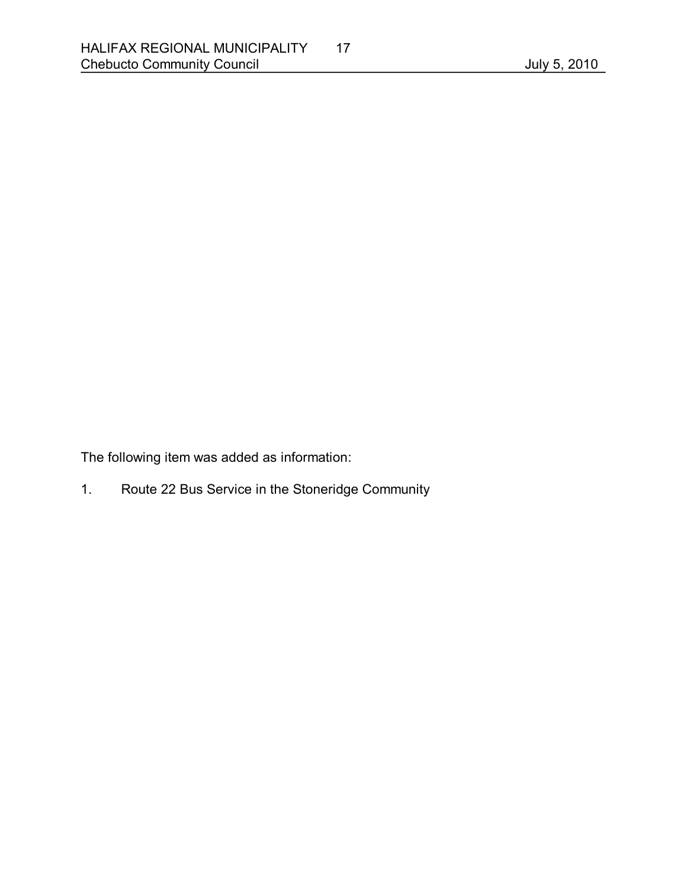The following item was added as information:

1. Route 22 Bus Service in the Stoneridge Community